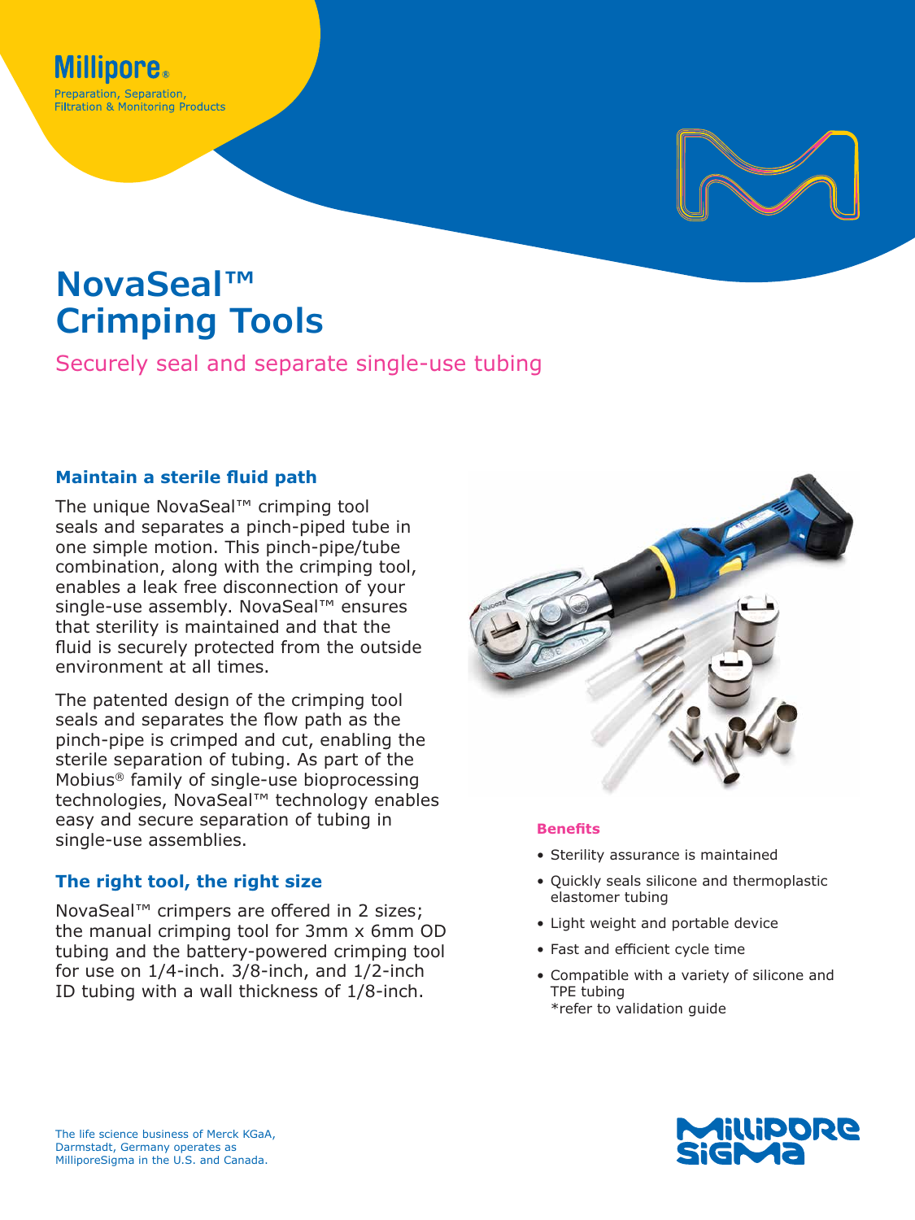Millipore®

Preparation, Separation, Filtration & Monitoring Products

# NovaSeal™ Crimping Tools

Securely seal and separate single-use tubing

## Maintain a sterile fluid path

The unique NovaSeal™ crimping tool seals and separates a pinch-piped tube in one simple motion. This pinch-pipe/tube combination, along with the crimping tool, enables a leak free disconnection of your single-use assembly. NovaSeal™ ensures that sterility is maintained and that the fluid is securely protected from the outside environment at all times.

The patented design of the crimping tool seals and separates the flow path as the pinch-pipe is crimped and cut, enabling the sterile separation of tubing. As part of the Mobius® family of single-use bioprocessing technologies, NovaSeal™ technology enables easy and secure separation of tubing in single-use assemblies.

## The right tool, the right size

NovaSeal™ crimpers are offered in 2 sizes; the manual crimping tool for 3mm x 6mm OD tubing and the battery-powered crimping tool for use on 1/4-inch. 3/8-inch, and 1/2-inch ID tubing with a wall thickness of 1/8-inch.

### Benefits

- Sterility assurance is maintained
- Quickly seals silicone and thermoplastic elastomer tubing
- Light weight and portable device
- Fast and efficient cycle time
- Compatible with a variety of silicone and TPE tubing
  *refer to validation guide

The life science business of Merck KGaA, Darmstadt, Germany operates as MilliporeSigma in the U.S. and Canada.

MilliporeSigma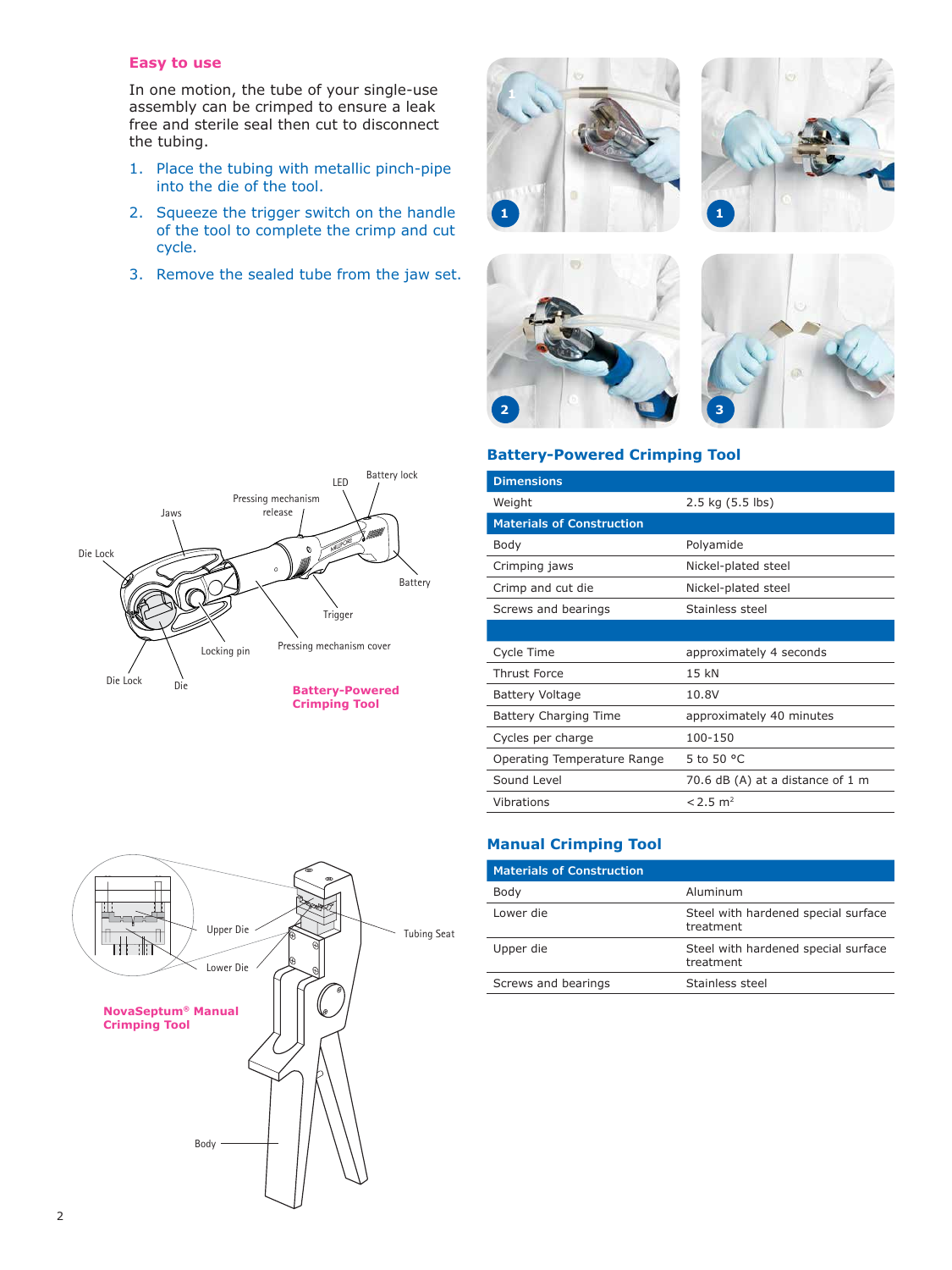## Easy to use

In one motion, the tube of your single-use assembly can be crimped to ensure a leak free and sterile seal then cut to disconnect the tubing.

1. Place the tubing with metallic pinch-pipe into the die of the tool.
2. Squeeze the trigger switch on the handle of the tool to complete the crimp and cut cycle.
3. Remove the sealed tube from the jaw set.

Battery lock
LED
Pressing mechanism release
Jaws
Die Lock
Battery
Trigger
Locking pin
Pressing mechanism cover
Die Lock
Die

**Battery-Powered Crimping Tool**

## Battery-Powered Crimping Tool

| Dimensions | |
|---|---|
| Weight | 2.5 kg (5.5 lbs) |
| **Materials of Construction** | |
| Body | Polyamide |
| Crimping jaws | Nickel-plated steel |
| Crimp and cut die | Nickel-plated steel |
| Screws and bearings | Stainless steel |
| | |
| Cycle Time | approximately 4 seconds |
| Thrust Force | 15 kN |
| Battery Voltage | 10.8V |
| Battery Charging Time | approximately 40 minutes |
| Cycles per charge | 100-150 |
| Operating Temperature Range | 5 to 50 °C |
| Sound Level | 70.6 dB (A) at a distance of 1 m |
| Vibrations | < 2.5 $m^2$ |

Upper Die
Lower Die
Tubing Seat
Body

**NovaSeptum® Manual Crimping Tool**

## Manual Crimping Tool

| Materials of Construction | |
|---|---|
| Body | Aluminum |
| Lower die | Steel with hardened special surface treatment |
| Upper die | Steel with hardened special surface treatment |
| Screws and bearings | Stainless steel |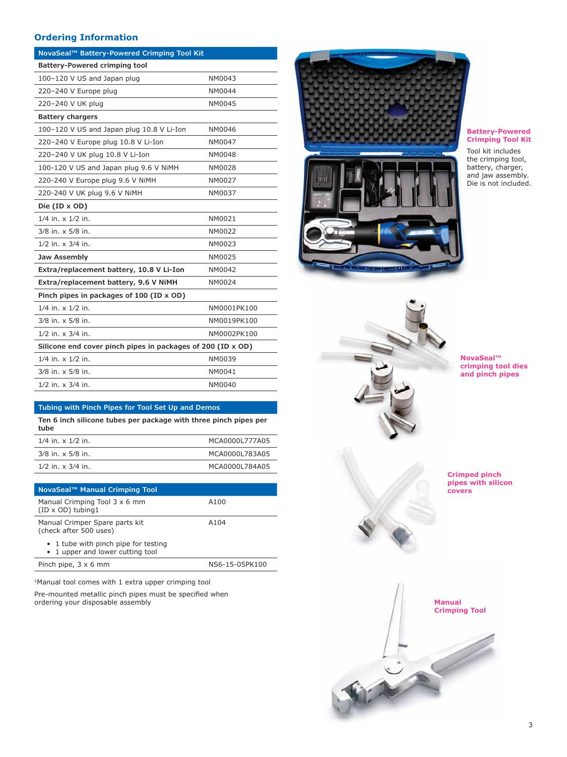## Ordering Information

| NovaSeal™ Battery-Powered Crimping Tool Kit | |
|---|---|
| **Battery-Powered crimping tool** | |
| 100–120 V US and Japan plug | NM0043 |
| 220–240 V Europe plug | NM0044 |
| 220–240 V UK plug | NM0045 |
| **Battery chargers** | |
| 100–120 V US and Japan plug 10.8 V Li-Ion | NM0046 |
| 220–240 V Europe plug 10.8 V Li-Ion | NM0047 |
| 220–240 V UK plug 10.8 V Li-Ion | NM0048 |
| 100-120 V US and Japan plug 9.6 V NiMH | NM0028 |
| 220-240 V Europe plug 9.6 V NiMH | NM0027 |
| 220-240 V UK plug 9.6 V NiMH | NM0037 |
| **Die (ID x OD)** | |
| 1/4 in. x 1/2 in. | NM0021 |
| 3/8 in. x 5/8 in. | NM0022 |
| 1/2 in. x 3/4 in. | NM0023 |
| **Jaw Assembly** | NM0025 |
| **Extra/replacement battery, 10.8 V Li-Ion** | NM0042 |
| **Extra/replacement battery, 9.6 V NiMH** | NM0024 |
| **Pinch pipes in packages of 100 (ID x OD)** | |
| 1/4 in. x 1/2 in. | NM0001PK100 |
| 3/8 in. x 5/8 in. | NM0019PK100 |
| 1/2 in. x 3/4 in. | NM0002PK100 |
| **Silicone end cover pinch pipes in packages of 200 (ID x OD)** | |
| 1/4 in. x 1/2 in. | NM0039 |
| 3/8 in. x 5/8 in. | NM0041 |
| 1/2 in. x 3/4 in. | NM0040 |

| Tubing with Pinch Pipes for Tool Set Up and Demos | |
|---|---|
| **Ten 6 inch silicone tubes per package with three pinch pipes per tube** | |
| 1/4 in. x 1/2 in. | MCA0000L777A05 |
| 3/8 in. x 5/8 in. | MCA0000L783A05 |
| 1/2 in. x 3/4 in. | MCA0000L784A05 |

| NovaSeal™ Manual Crimping Tool | |
|---|---|
| Manual Crimping Tool 3 x 6 mm (ID x OD) tubing[1] | A100 |
| Manual Crimper Spare parts kit (check after 500 uses) <br> • 1 tube with pinch pipe for testing <br> • 1 upper and lower cutting tool | A104 |
| Pinch pipe, 3 x 6 mm | NS6-15-05PK100 |

[1]Manual tool comes with 1 extra upper crimping tool

Pre-mounted metallic pinch pipes must be specified when ordering your disposable assembly

**Battery-Powered Crimping Tool Kit**

Tool kit includes the crimping tool, battery, charger, and jaw assembly. Die is not included.

**NovaSeal™ crimping tool dies and pinch pipes**

**Crimped pinch pipes with silicon covers**

**Manual Crimping Tool**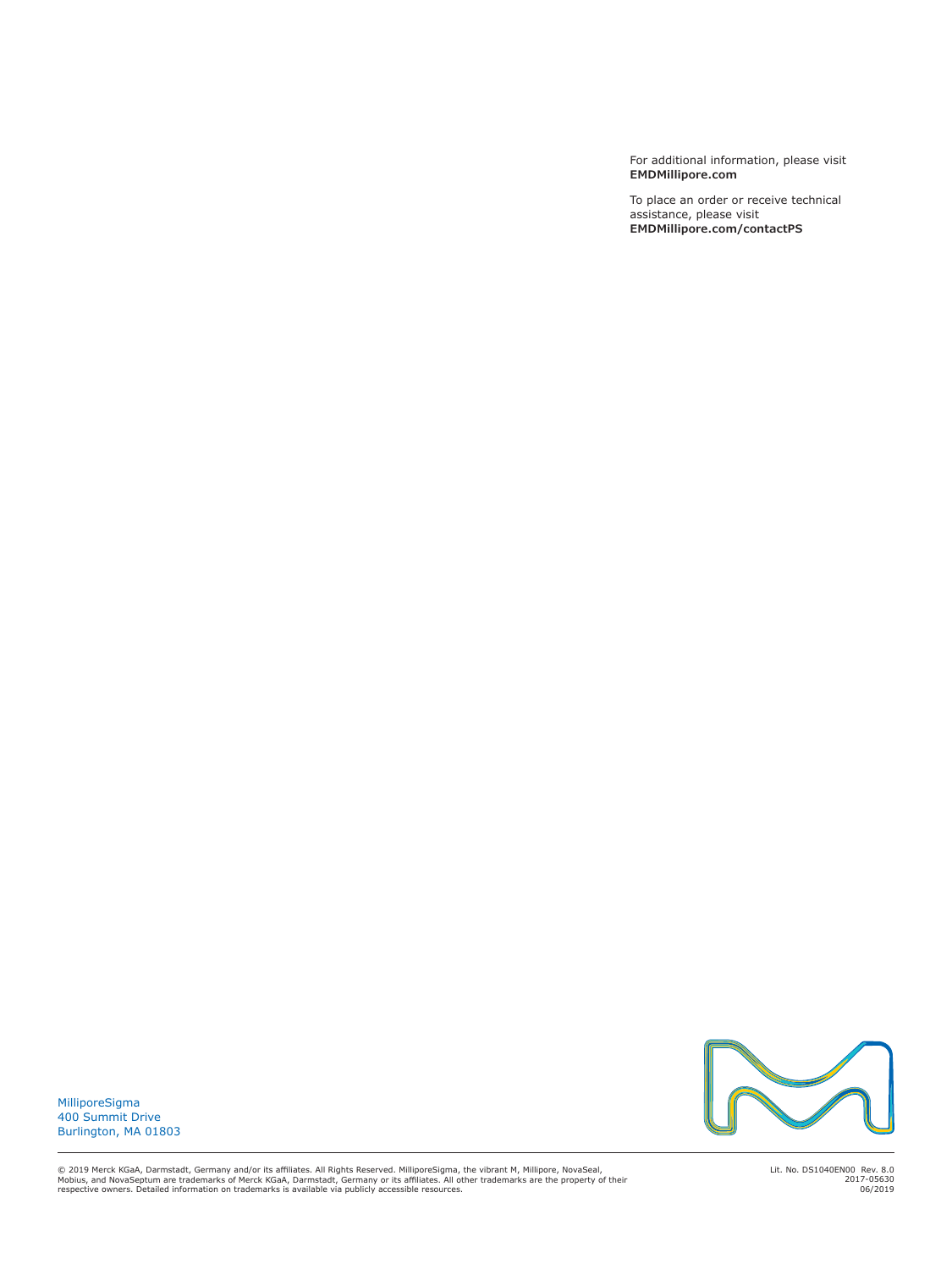For additional information, please visit
**EMDMillipore.com**

To place an order or receive technical assistance, please visit
**EMDMillipore.com/contactPS**

MilliporeSigma
400 Summit Drive
Burlington, MA 01803

© 2019 Merck KGaA, Darmstadt, Germany and/or its affiliates. All Rights Reserved. MilliporeSigma, the vibrant M, Millipore, NovaSeal, Mobius, and NovaSeptum are trademarks of Merck KGaA, Darmstadt, Germany or its affiliates. All other trademarks are the property of their respective owners. Detailed information on trademarks is available via publicly accessible resources.

Lit. No. DS1040EN00 Rev. 8.0
2017-05630
06/2019